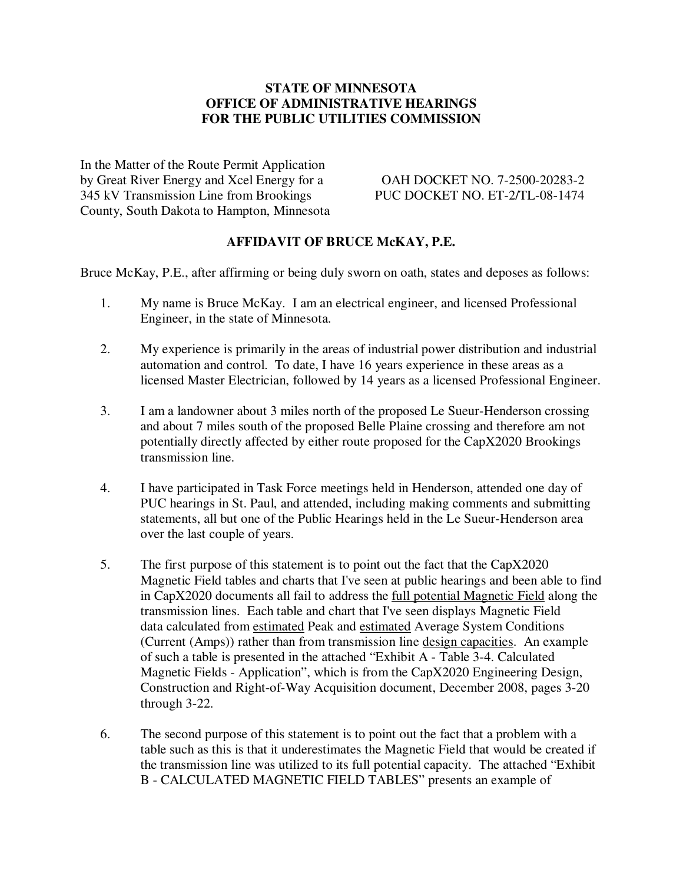**STATE OF MINNESOTA**
**OFFICE OF ADMINISTRATIVE HEARINGS**
**FOR THE PUBLIC UTILITIES COMMISSION**

In the Matter of the Route Permit Application by Great River Energy and Xcel Energy for a 345 kV Transmission Line from Brookings County, South Dakota to Hampton, Minnesota

OAH DOCKET NO. 7-2500-20283-2
PUC DOCKET NO. ET-2/TL-08-1474

**AFFIDAVIT OF BRUCE McKAY, P.E.**

Bruce McKay, P.E., after affirming or being duly sworn on oath, states and deposes as follows:

1. My name is Bruce McKay. I am an electrical engineer, and licensed Professional Engineer, in the state of Minnesota.

2. My experience is primarily in the areas of industrial power distribution and industrial automation and control. To date, I have 16 years experience in these areas as a licensed Master Electrician, followed by 14 years as a licensed Professional Engineer.

3. I am a landowner about 3 miles north of the proposed Le Sueur-Henderson crossing and about 7 miles south of the proposed Belle Plaine crossing and therefore am not potentially directly affected by either route proposed for the CapX2020 Brookings transmission line.

4. I have participated in Task Force meetings held in Henderson, attended one day of PUC hearings in St. Paul, and attended, including making comments and submitting statements, all but one of the Public Hearings held in the Le Sueur-Henderson area over the last couple of years.

5. The first purpose of this statement is to point out the fact that the CapX2020 Magnetic Field tables and charts that I've seen at public hearings and been able to find in CapX2020 documents all fail to address the <u>full potential Magnetic Field</u> along the transmission lines. Each table and chart that I've seen displays Magnetic Field data calculated from <u>estimated</u> Peak and <u>estimated</u> Average System Conditions (Current (Amps)) rather than from transmission line <u>design capacities</u>. An example of such a table is presented in the attached "Exhibit A - Table 3-4. Calculated Magnetic Fields - Application", which is from the CapX2020 Engineering Design, Construction and Right-of-Way Acquisition document, December 2008, pages 3-20 through 3-22.

6. The second purpose of this statement is to point out the fact that a problem with a table such as this is that it underestimates the Magnetic Field that would be created if the transmission line was utilized to its full potential capacity. The attached "Exhibit B - CALCULATED MAGNETIC FIELD TABLES" presents an example of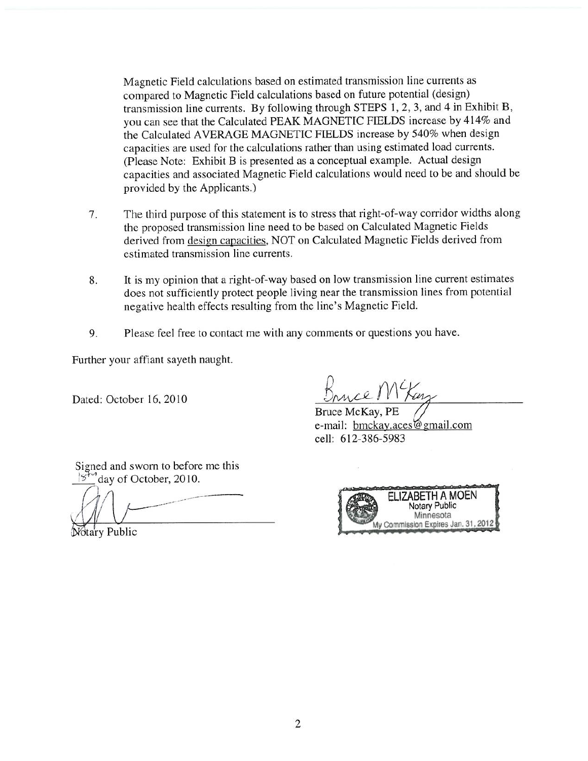Magnetic Field calculations based on estimated transmission line currents as compared to Magnetic Field calculations based on future potential (design) transmission line currents. By following through STEPS 1, 2, 3, and 4 in Exhibit B, you can see that the Calculated PEAK MAGNETIC FIELDS increase by 414% and the Calculated AVERAGE MAGNETIC FIELDS increase by 540% when design capacities are used for the calculations rather than using estimated load currents. (Please Note: Exhibit B is presented as a conceptual example. Actual design capacities and associated Magnetic Field calculations would need to be and should be provided by the Applicants.)

7. The third purpose of this statement is to stress that right-of-way corridor widths along the proposed transmission line need to be based on Calculated Magnetic Fields derived from design capacities, NOT on Calculated Magnetic Fields derived from estimated transmission line currents.

8. It is my opinion that a right-of-way based on low transmission line current estimates does not sufficiently protect people living near the transmission lines from potential negative health effects resulting from the line's Magnetic Field.

9. Please feel free to contact me with any comments or questions you have.

Further your affiant sayeth naught.

Dated: October 16, 2010

Bruce McKay, PE
e-mail: bmckay.aces@gmail.com
cell: 612-386-5983

Signed and sworn to before me this 15th day of October, 2010.

Notary Public

ELIZABETH A MOEN
Notary Public
Minnesota
My Commission Expires Jan. 31, 2012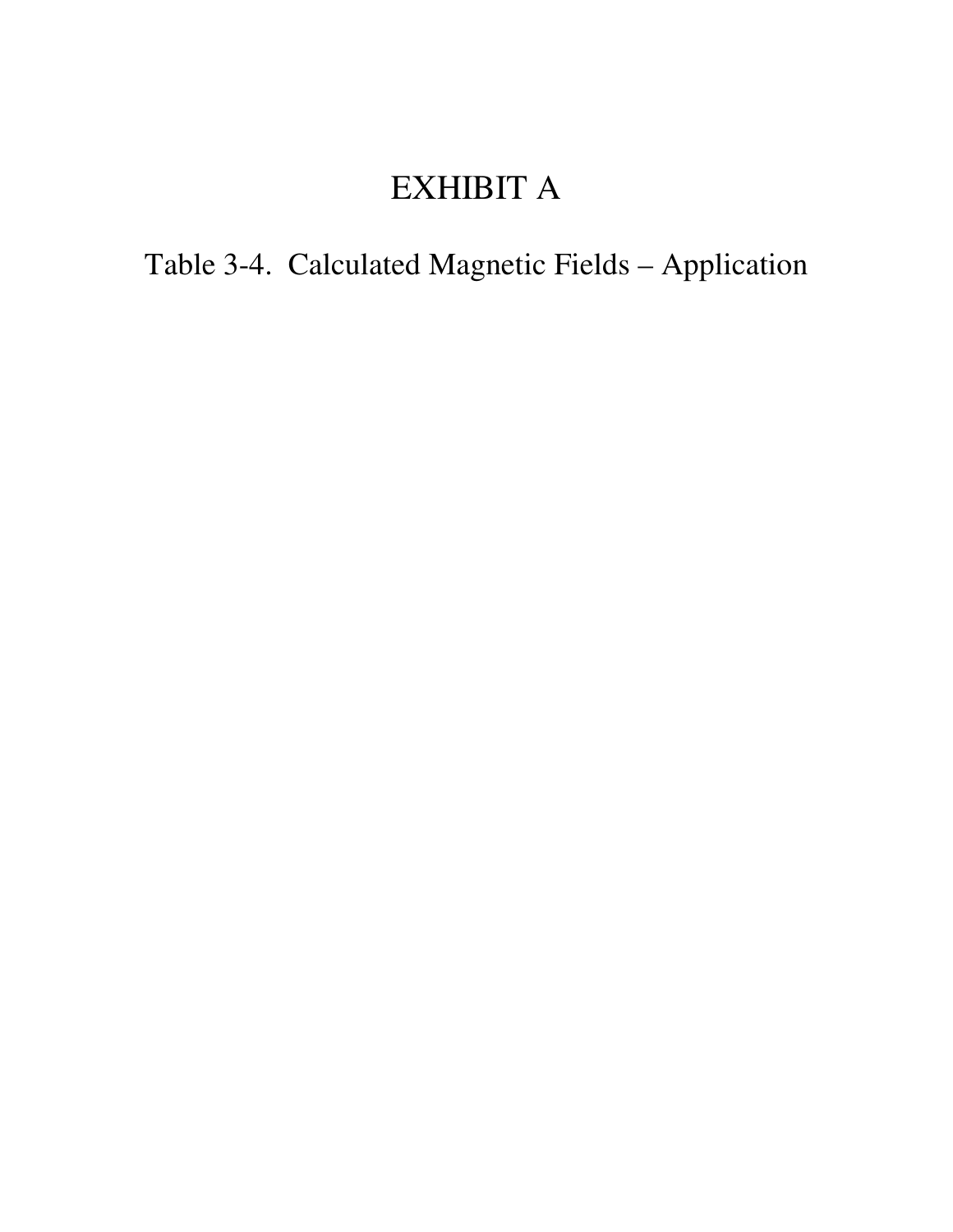# EXHIBIT A

## Table 3-4. Calculated Magnetic Fields – Application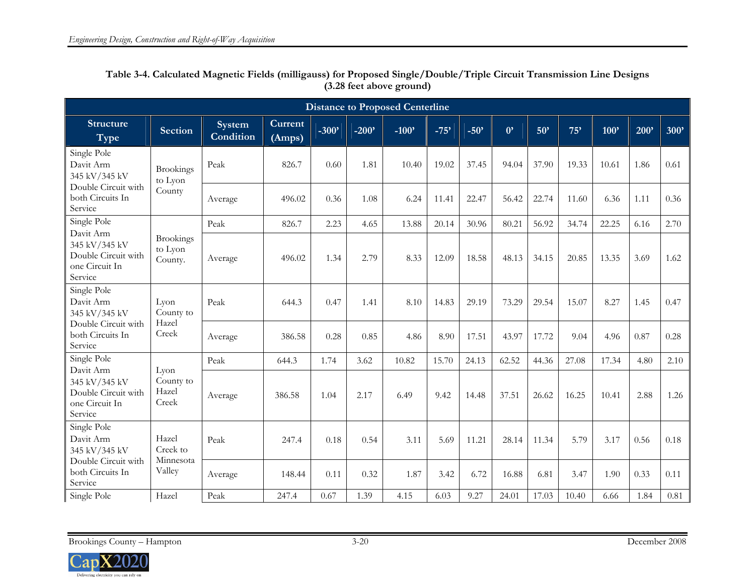**Table 3-4. Calculated Magnetic Fields (milligauss) for Proposed Single/Double/Triple Circuit Transmission Line Designs (3.28 feet above ground)**

| Structure Type | Section | System Condition | Current (Amps) | Distance to Proposed Centerline | | | | | | | | | | |
|---|---|---|---|---|---|---|---|---|---|---|---|---|---|---|
| | | | | -300' | -200' | -100' | -75' | -50' | 0' | 50' | 75' | 100' | 200' | 300' |
| Single Pole Davit Arm 345 kV/345 kV Double Circuit with both Circuits In Service | Brookings to Lyon County | Peak | 826.7 | 0.60 | 1.81 | 10.40 | 19.02 | 37.45 | 94.04 | 37.90 | 19.33 | 10.61 | 1.86 | 0.61 |
| | | Average | 496.02 | 0.36 | 1.08 | 6.24 | 11.41 | 22.47 | 56.42 | 22.74 | 11.60 | 6.36 | 1.11 | 0.36 |
| Single Pole Davit Arm 345 kV/345 kV Double Circuit with one Circuit In Service | Brookings to Lyon County. | Peak | 826.7 | 2.23 | 4.65 | 13.88 | 20.14 | 30.96 | 80.21 | 56.92 | 34.74 | 22.25 | 6.16 | 2.70 |
| | | Average | 496.02 | 1.34 | 2.79 | 8.33 | 12.09 | 18.58 | 48.13 | 34.15 | 20.85 | 13.35 | 3.69 | 1.62 |
| Single Pole Davit Arm 345 kV/345 kV Double Circuit with both Circuits In Service | Lyon County to Hazel Creek | Peak | 644.3 | 0.47 | 1.41 | 8.10 | 14.83 | 29.19 | 73.29 | 29.54 | 15.07 | 8.27 | 1.45 | 0.47 |
| | | Average | 386.58 | 0.28 | 0.85 | 4.86 | 8.90 | 17.51 | 43.97 | 17.72 | 9.04 | 4.96 | 0.87 | 0.28 |
| Single Pole Davit Arm 345 kV/345 kV Double Circuit with one Circuit In Service | Lyon County to Hazel Creek | Peak | 644.3 | 1.74 | 3.62 | 10.82 | 15.70 | 24.13 | 62.52 | 44.36 | 27.08 | 17.34 | 4.80 | 2.10 |
| | | Average | 386.58 | 1.04 | 2.17 | 6.49 | 9.42 | 14.48 | 37.51 | 26.62 | 16.25 | 10.41 | 2.88 | 1.26 |
| Single Pole Davit Arm 345 kV/345 kV Double Circuit with both Circuits In Service | Hazel Creek to Minnesota Valley | Peak | 247.4 | 0.18 | 0.54 | 3.11 | 5.69 | 11.21 | 28.14 | 11.34 | 5.79 | 3.17 | 0.56 | 0.18 |
| | | Average | 148.44 | 0.11 | 0.32 | 1.87 | 3.42 | 6.72 | 16.88 | 6.81 | 3.47 | 1.90 | 0.33 | 0.11 |
| Single Pole | Hazel | Peak | 247.4 | 0.67 | 1.39 | 4.15 | 6.03 | 9.27 | 24.01 | 17.03 | 10.40 | 6.66 | 1.84 | 0.81 |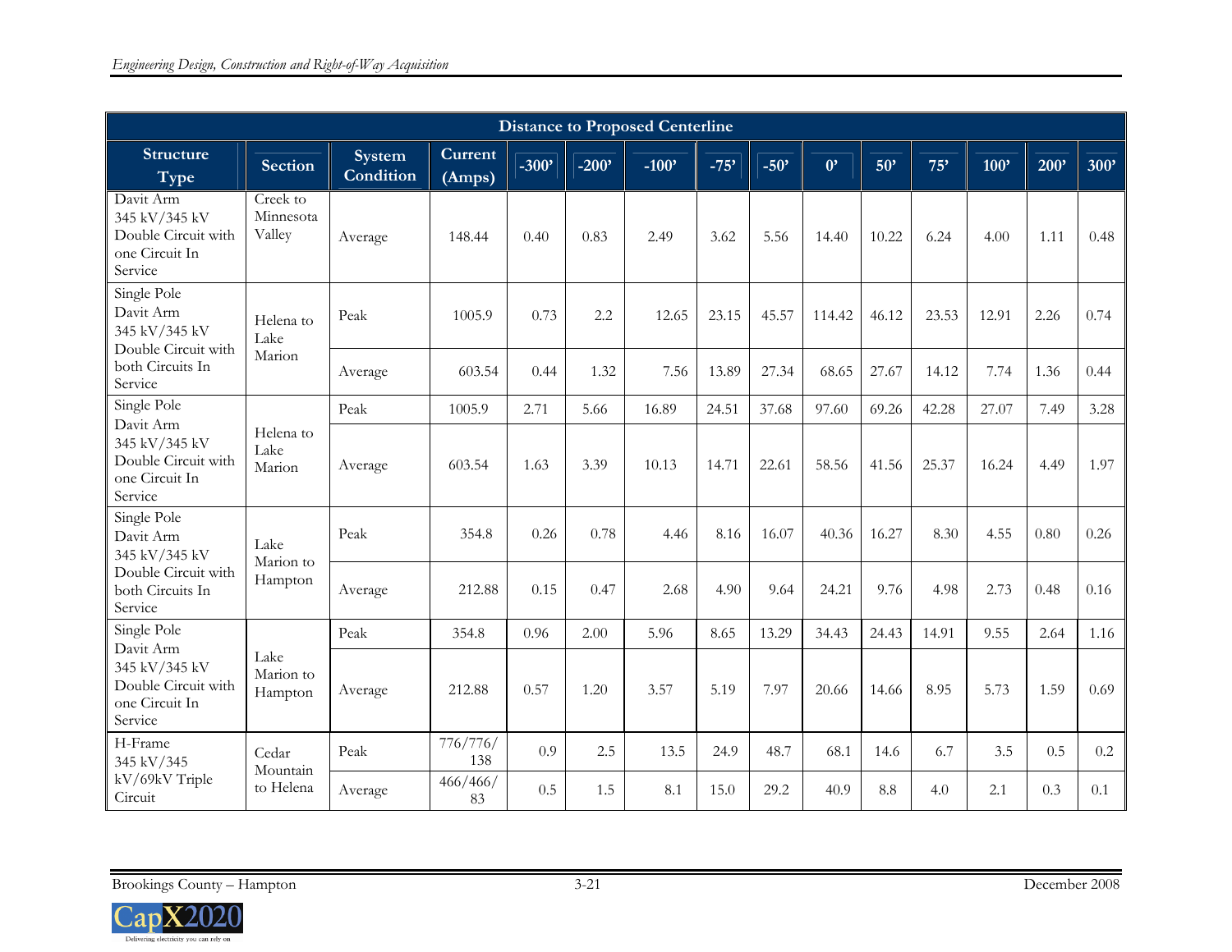| Distance to Proposed Centerline | | | | | | | | | | | | | | | |
|---|---|---|---|---|---|---|---|---|---|---|---|---|---|---|---|
| Structure Type | Section | System Condition | Current (Amps) | -300' | -200' | -100' | -75' | -50' | 0' | 50' | 75' | 100' | 200' | 300' |
| Davit Arm 345 kV/345 kV Double Circuit with one Circuit In Service | Creek to Minnesota Valley | Average | 148.44 | 0.40 | 0.83 | 2.49 | 3.62 | 5.56 | 14.40 | 10.22 | 6.24 | 4.00 | 1.11 | 0.48 |
| Single Pole Davit Arm 345 kV/345 kV Double Circuit with both Circuits In Service | Helena to Lake Marion | Peak | 1005.9 | 0.73 | 2.2 | 12.65 | 23.15 | 45.57 | 114.42 | 46.12 | 23.53 | 12.91 | 2.26 | 0.74 |
| | | Average | 603.54 | 0.44 | 1.32 | 7.56 | 13.89 | 27.34 | 68.65 | 27.67 | 14.12 | 7.74 | 1.36 | 0.44 |
| Single Pole Davit Arm 345 kV/345 kV Double Circuit with one Circuit In Service | Helena to Lake Marion | Peak | 1005.9 | 2.71 | 5.66 | 16.89 | 24.51 | 37.68 | 97.60 | 69.26 | 42.28 | 27.07 | 7.49 | 3.28 |
| | | Average | 603.54 | 1.63 | 3.39 | 10.13 | 14.71 | 22.61 | 58.56 | 41.56 | 25.37 | 16.24 | 4.49 | 1.97 |
| Single Pole Davit Arm 345 kV/345 kV Double Circuit with both Circuits In Service | Lake Marion to Hampton | Peak | 354.8 | 0.26 | 0.78 | 4.46 | 8.16 | 16.07 | 40.36 | 16.27 | 8.30 | 4.55 | 0.80 | 0.26 |
| | | Average | 212.88 | 0.15 | 0.47 | 2.68 | 4.90 | 9.64 | 24.21 | 9.76 | 4.98 | 2.73 | 0.48 | 0.16 |
| Single Pole Davit Arm 345 kV/345 kV Double Circuit with one Circuit In Service | Lake Marion to Hampton | Peak | 354.8 | 0.96 | 2.00 | 5.96 | 8.65 | 13.29 | 34.43 | 24.43 | 14.91 | 9.55 | 2.64 | 1.16 |
| | | Average | 212.88 | 0.57 | 1.20 | 3.57 | 5.19 | 7.97 | 20.66 | 14.66 | 8.95 | 5.73 | 1.59 | 0.69 |
| H-Frame 345 kV/345 kV/69kV Triple Circuit | Cedar Mountain to Helena | Peak | 776/776/138 | 0.9 | 2.5 | 13.5 | 24.9 | 48.7 | 68.1 | 14.6 | 6.7 | 3.5 | 0.5 | 0.2 |
| | | Average | 466/466/83 | 0.5 | 1.5 | 8.1 | 15.0 | 29.2 | 40.9 | 8.8 | 4.0 | 2.1 | 0.3 | 0.1 |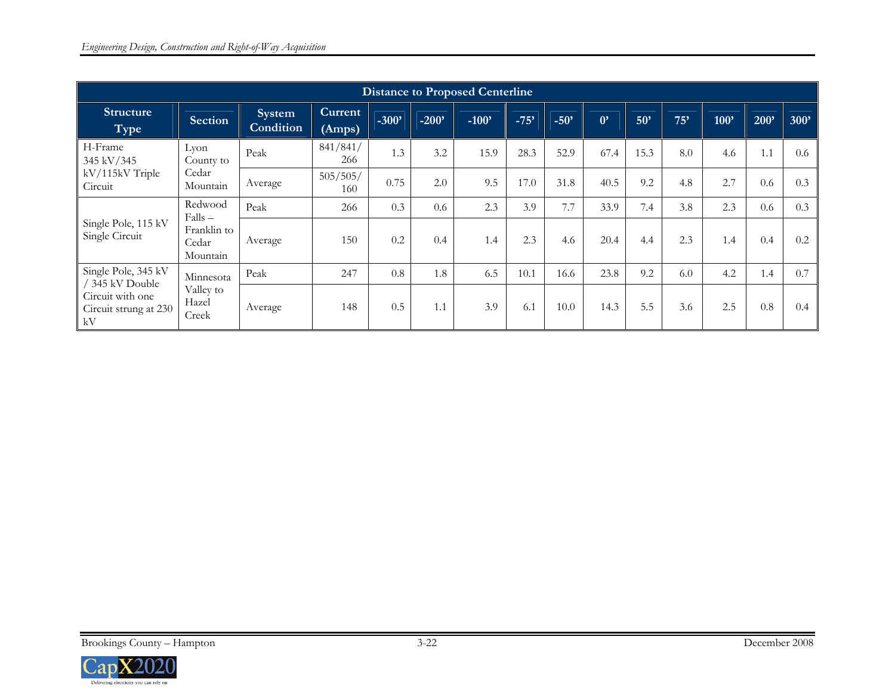| Distance to Proposed Centerline | | | | | | | | | | | | | | |
|---|---|---|---|---|---|---|---|---|---|---|---|---|---|---|
| Structure Type | Section | System Condition | Current (Amps) | -300' | -200' | -100' | -75' | -50' | 0' | 50' | 75' | 100' | 200' | 300' |
| H-Frame 345 kV/345 kV/115kV Triple Circuit | Lyon County to Cedar Mountain | Peak | 841/841/266 | 1.3 | 3.2 | 15.9 | 28.3 | 52.9 | 67.4 | 15.3 | 8.0 | 4.6 | 1.1 | 0.6 |
| | | Average | 505/505/160 | 0.75 | 2.0 | 9.5 | 17.0 | 31.8 | 40.5 | 9.2 | 4.8 | 2.7 | 0.6 | 0.3 |
| Single Pole, 115 kV Single Circuit | Redwood Falls – Franklin to Cedar Mountain | Peak | 266 | 0.3 | 0.6 | 2.3 | 3.9 | 7.7 | 33.9 | 7.4 | 3.8 | 2.3 | 0.6 | 0.3 |
| | | Average | 150 | 0.2 | 0.4 | 1.4 | 2.3 | 4.6 | 20.4 | 4.4 | 2.3 | 1.4 | 0.4 | 0.2 |
| Single Pole, 345 kV / 345 kV Double Circuit with one Circuit strung at 230 kV | Minnesota Valley to Hazel Creek | Peak | 247 | 0.8 | 1.8 | 6.5 | 10.1 | 16.6 | 23.8 | 9.2 | 6.0 | 4.2 | 1.4 | 0.7 |
| | | Average | 148 | 0.5 | 1.1 | 3.9 | 6.1 | 10.0 | 14.3 | 5.5 | 3.6 | 2.5 | 0.8 | 0.4 |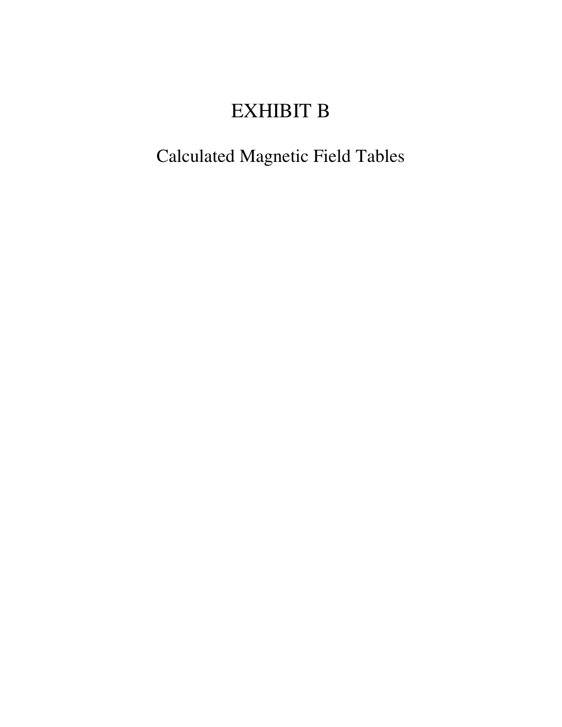# EXHIBIT B

## Calculated Magnetic Field Tables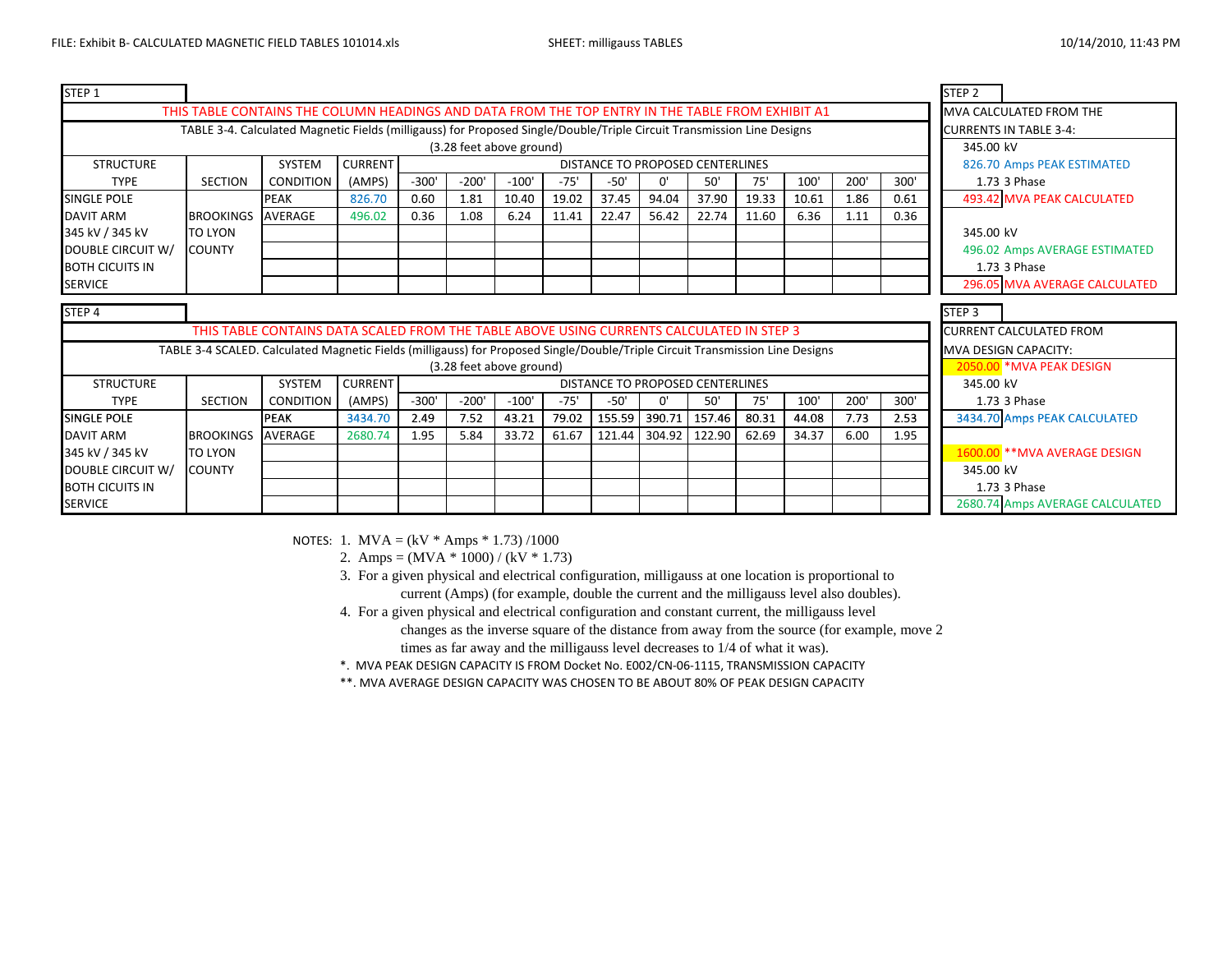## STEP 1

THIS TABLE CONTAINS THE COLUMN HEADINGS AND DATA FROM THE TOP ENTRY IN THE TABLE FROM EXHIBIT A1

TABLE 3-4. Calculated Magnetic Fields (milligauss) for Proposed Single/Double/Triple Circuit Transmission Line Designs (3.28 feet above ground)

| STRUCTURE | | SYSTEM | CURRENT | DISTANCE TO PROPOSED CENTERLINES | | | | | | | | | | |
|---|---|---|---|---|---|---|---|---|---|---|---|---|---|---|
| TYPE | SECTION | CONDITION | (AMPS) | -300' | -200' | -100' | -75' | -50' | 0' | 50' | 75' | 100' | 200' | 300' |
| SINGLE POLE | | PEAK | 826.70 | 0.60 | 1.81 | 10.40 | 19.02 | 37.45 | 94.04 | 37.90 | 19.33 | 10.61 | 1.86 | 0.61 |
| DAVIT ARM | BROOKINGS | AVERAGE | 496.02 | 0.36 | 1.08 | 6.24 | 11.41 | 22.47 | 56.42 | 22.74 | 11.60 | 6.36 | 1.11 | 0.36 |
| 345 kV / 345 kV | TO LYON | | | | | | | | | | | | | |
| DOUBLE CIRCUIT W/ | COUNTY | | | | | | | | | | | | | |
| BOTH CICUITS IN | | | | | | | | | | | | | | |
| SERVICE | | | | | | | | | | | | | | |

## STEP 2

MVA CALCULATED FROM THE CURRENTS IN TABLE 3-4:

345.00 kV
826.70 Amps PEAK ESTIMATED
1.73 3 Phase
493.42 MVA PEAK CALCULATED

345.00 kV
496.02 Amps AVERAGE ESTIMATED
1.73 3 Phase
296.05 MVA AVERAGE CALCULATED

## STEP 3

CURRENT CALCULATED FROM MVA DESIGN CAPACITY:

2050.00 *MVA PEAK DESIGN
345.00 kV
1.73 3 Phase
3434.70 Amps PEAK CALCULATED

1600.00 **MVA AVERAGE DESIGN
345.00 kV
1.73 3 Phase
2680.74 Amps AVERAGE CALCULATED

## STEP 4

THIS TABLE CONTAINS DATA SCALED FROM THE TABLE ABOVE USING CURRENTS CALCULATED IN STEP 3

TABLE 3-4 SCALED. Calculated Magnetic Fields (milligauss) for Proposed Single/Double/Triple Circuit Transmission Line Designs (3.28 feet above ground)

| STRUCTURE | | SYSTEM | CURRENT | DISTANCE TO PROPOSED CENTERLINES | | | | | | | | | | |
|---|---|---|---|---|---|---|---|---|---|---|---|---|---|---|
| TYPE | SECTION | CONDITION | (AMPS) | -300' | -200' | -100' | -75' | -50' | 0' | 50' | 75' | 100' | 200' | 300' |
| SINGLE POLE | | PEAK | 3434.70 | 2.49 | 7.52 | 43.21 | 79.02 | 155.59 | 390.71 | 157.46 | 80.31 | 44.08 | 7.73 | 2.53 |
| DAVIT ARM | BROOKINGS | AVERAGE | 2680.74 | 1.95 | 5.84 | 33.72 | 61.67 | 121.44 | 304.92 | 122.90 | 62.69 | 34.37 | 6.00 | 1.95 |
| 345 kV / 345 kV | TO LYON | | | | | | | | | | | | | |
| DOUBLE CIRCUIT W/ | COUNTY | | | | | | | | | | | | | |
| BOTH CICUITS IN | | | | | | | | | | | | | | |
| SERVICE | | | | | | | | | | | | | | |

NOTES:

1. MVA = (kV * Amps * 1.73) /1000
2. Amps = (MVA * 1000) / (kV * 1.73)
3. For a given physical and electrical configuration, milligauss at one location is proportional to current (Amps) (for example, double the current and the milligauss level also doubles).
4. For a given physical and electrical configuration and constant current, the milligauss level changes as the inverse square of the distance from away from the source (for example, move 2 times as far away and the milligauss level decreases to 1/4 of what it was).

*. MVA PEAK DESIGN CAPACITY IS FROM Docket No. E002/CN-06-1115, TRANSMISSION CAPACITY

**. MVA AVERAGE DESIGN CAPACITY WAS CHOSEN TO BE ABOUT 80% OF PEAK DESIGN CAPACITY